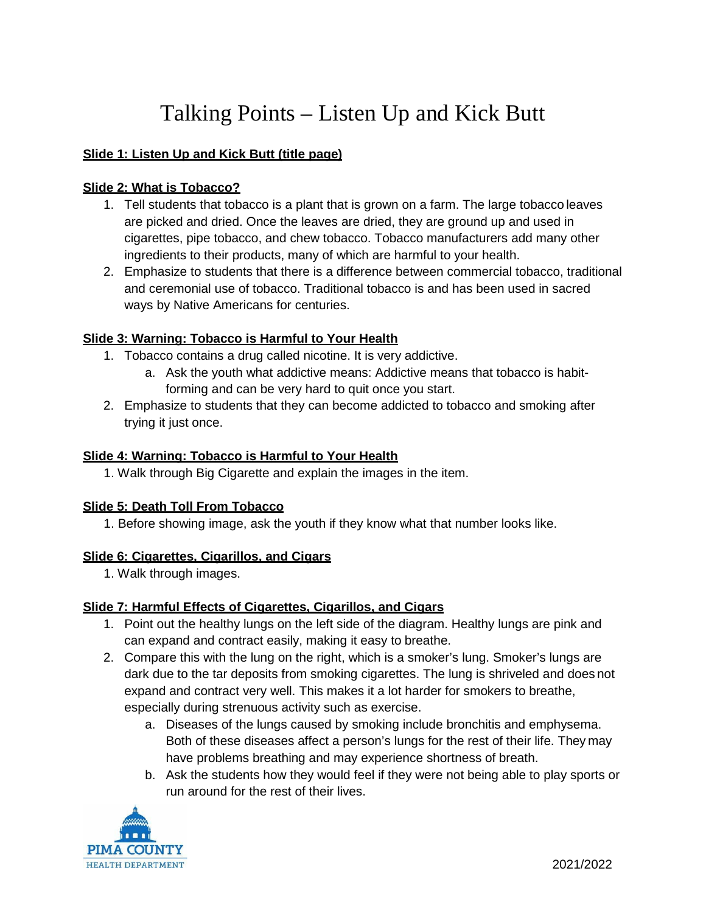# Talking Points – Listen Up and Kick Butt

**Slide 1: Listen Up and Kick Butt (title page)**

**Slide 2: What is Tobacco?**

1. Tell students that tobacco is a plant that is grown on a farm. The large tobacco leaves are picked and dried. Once the leaves are dried, they are ground up and used in cigarettes, pipe tobacco, and chew tobacco. Tobacco manufacturers add many other ingredients to their products, many of which are harmful to your health.
2. Emphasize to students that there is a difference between commercial tobacco, traditional and ceremonial use of tobacco. Traditional tobacco is and has been used in sacred ways by Native Americans for centuries.

**Slide 3: Warning: Tobacco is Harmful to Your Health**

1. Tobacco contains a drug called nicotine. It is very addictive.
   a. Ask the youth what addictive means: Addictive means that tobacco is habit-forming and can be very hard to quit once you start.
2. Emphasize to students that they can become addicted to tobacco and smoking after trying it just once.

**Slide 4: Warning: Tobacco is Harmful to Your Health**

1. Walk through Big Cigarette and explain the images in the item.

**Slide 5: Death Toll From Tobacco**

1. Before showing image, ask the youth if they know what that number looks like.

**Slide 6: Cigarettes, Cigarillos, and Cigars**

1. Walk through images.

**Slide 7: Harmful Effects of Cigarettes, Cigarillos, and Cigars**

1. Point out the healthy lungs on the left side of the diagram. Healthy lungs are pink and can expand and contract easily, making it easy to breathe.
2. Compare this with the lung on the right, which is a smoker's lung. Smoker's lungs are dark due to the tar deposits from smoking cigarettes. The lung is shriveled and does not expand and contract very well. This makes it a lot harder for smokers to breathe, especially during strenuous activity such as exercise.
   a. Diseases of the lungs caused by smoking include bronchitis and emphysema. Both of these diseases affect a person's lungs for the rest of their life. They may have problems breathing and may experience shortness of breath.
   b. Ask the students how they would feel if they were not being able to play sports or run around for the rest of their lives.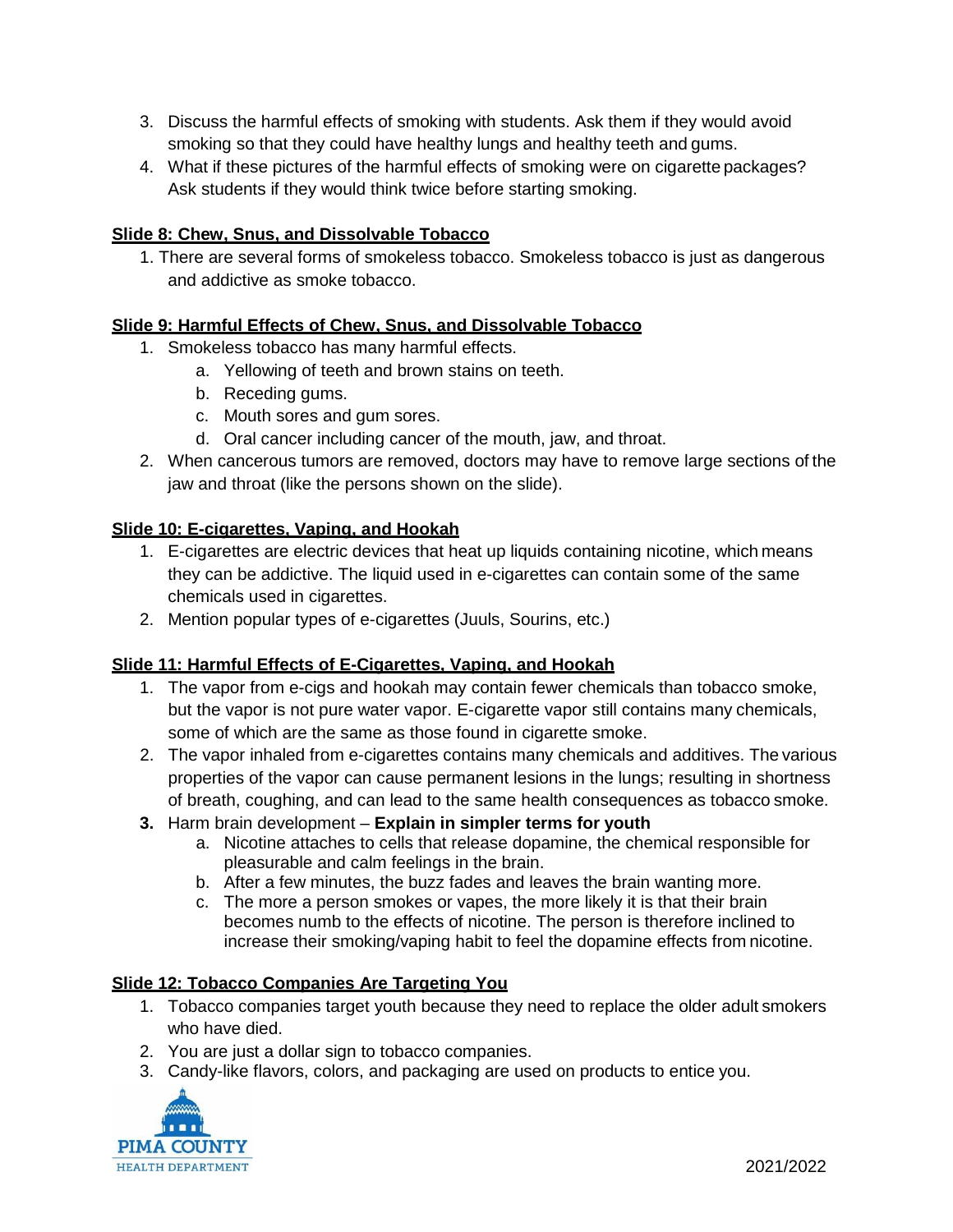3. Discuss the harmful effects of smoking with students. Ask them if they would avoid smoking so that they could have healthy lungs and healthy teeth and gums.
4. What if these pictures of the harmful effects of smoking were on cigarette packages? Ask students if they would think twice before starting smoking.

**Slide 8: Chew, Snus, and Dissolvable Tobacco**

1. There are several forms of smokeless tobacco. Smokeless tobacco is just as dangerous and addictive as smoke tobacco.

**Slide 9: Harmful Effects of Chew, Snus, and Dissolvable Tobacco**

1. Smokeless tobacco has many harmful effects.
   a. Yellowing of teeth and brown stains on teeth.
   b. Receding gums.
   c. Mouth sores and gum sores.
   d. Oral cancer including cancer of the mouth, jaw, and throat.
2. When cancerous tumors are removed, doctors may have to remove large sections of the jaw and throat (like the persons shown on the slide).

**Slide 10: E-cigarettes, Vaping, and Hookah**

1. E-cigarettes are electric devices that heat up liquids containing nicotine, which means they can be addictive. The liquid used in e-cigarettes can contain some of the same chemicals used in cigarettes.
2. Mention popular types of e-cigarettes (Juuls, Sourins, etc.)

**Slide 11: Harmful Effects of E-Cigarettes, Vaping, and Hookah**

1. The vapor from e-cigs and hookah may contain fewer chemicals than tobacco smoke, but the vapor is not pure water vapor. E-cigarette vapor still contains many chemicals, some of which are the same as those found in cigarette smoke.
2. The vapor inhaled from e-cigarettes contains many chemicals and additives. The various properties of the vapor can cause permanent lesions in the lungs; resulting in shortness of breath, coughing, and can lead to the same health consequences as tobacco smoke.
3. Harm brain development – **Explain in simpler terms for youth**
   a. Nicotine attaches to cells that release dopamine, the chemical responsible for pleasurable and calm feelings in the brain.
   b. After a few minutes, the buzz fades and leaves the brain wanting more.
   c. The more a person smokes or vapes, the more likely it is that their brain becomes numb to the effects of nicotine. The person is therefore inclined to increase their smoking/vaping habit to feel the dopamine effects from nicotine.

**Slide 12: Tobacco Companies Are Targeting You**

1. Tobacco companies target youth because they need to replace the older adult smokers who have died.
2. You are just a dollar sign to tobacco companies.
3. Candy-like flavors, colors, and packaging are used on products to entice you.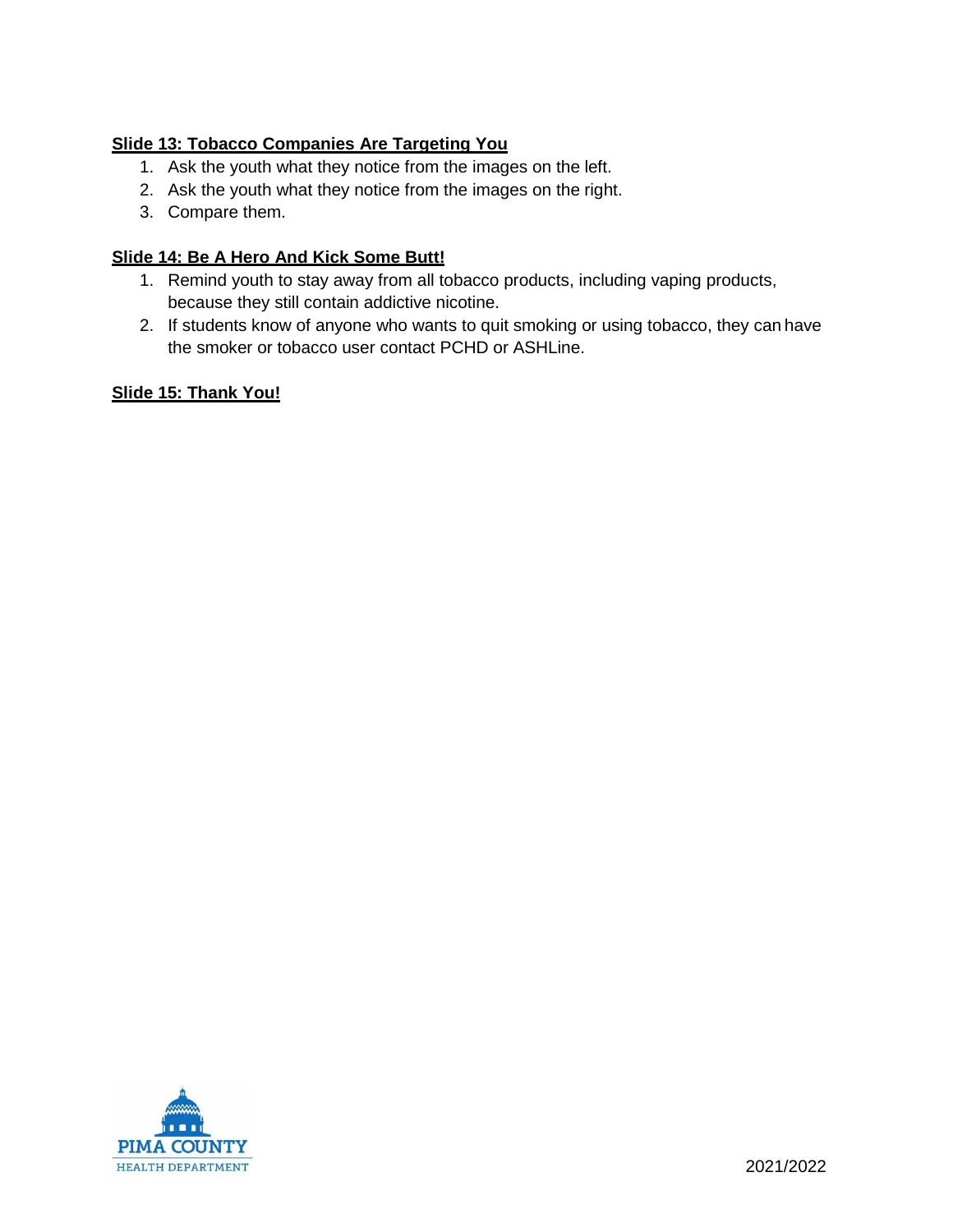**Slide 13: Tobacco Companies Are Targeting You**

1. Ask the youth what they notice from the images on the left.
2. Ask the youth what they notice from the images on the right.
3. Compare them.

**Slide 14: Be A Hero And Kick Some Butt!**

1. Remind youth to stay away from all tobacco products, including vaping products, because they still contain addictive nicotine.
2. If students know of anyone who wants to quit smoking or using tobacco, they can have the smoker or tobacco user contact PCHD or ASHLine.

**Slide 15: Thank You!**